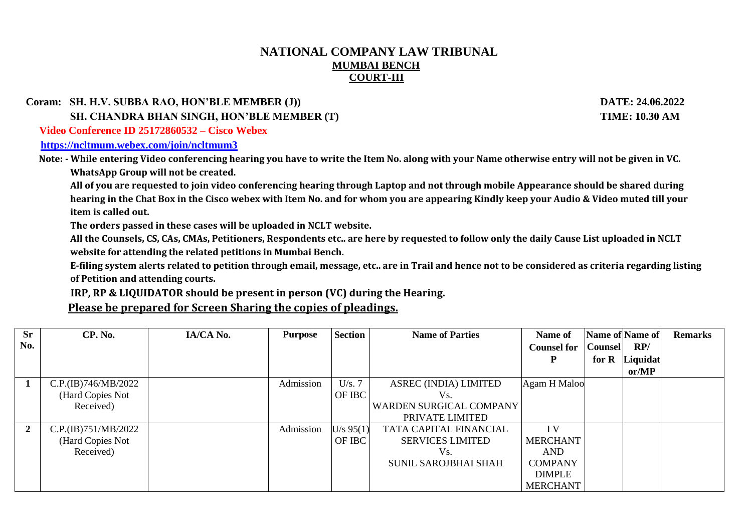# NATIONAL COMPANY LAW TRIBUNAL

## MUMBAI BENCH

## COURT-III

**Coram: SH. H.V. SUBBA RAO, HON'BLE MEMBER (J))** **DATE: 24.06.2022**

**SH. CHANDRA BHAN SINGH, HON'BLE MEMBER (T)** **TIME: 10.30 AM**

**Video Conference ID 25172860532 – Cisco Webex**

**https://ncltmum.webex.com/join/ncltmum3**

**Note: - While entering Video conferencing hearing you have to write the Item No. along with your Name otherwise entry will not be given in VC. WhatsApp Group will not be created.**

**All of you are requested to join video conferencing hearing through Laptop and not through mobile Appearance should be shared during hearing in the Chat Box in the Cisco webex with Item No. and for whom you are appearing Kindly keep your Audio & Video muted till your item is called out.**

**The orders passed in these cases will be uploaded in NCLT website.**

**All the Counsels, CS, CAs, CMAs, Petitioners, Respondents etc.. are here by requested to follow only the daily Cause List uploaded in NCLT website for attending the related petitions in Mumbai Bench.**

**E-filing system alerts related to petition through email, message, etc.. are in Trail and hence not to be considered as criteria regarding listing of Petition and attending courts.**

**IRP, RP & LIQUIDATOR should be present in person (VC) during the Hearing.**

**Please be prepared for Screen Sharing the copies of pleadings.**

| Sr No. | CP. No. | IA/CA No. | Purpose | Section | Name of Parties | Name of Counsel for P | Name of Counsel for R | Name of RP/ Liquidator/MP | Remarks |
|---|---|---|---|---|---|---|---|---|---|
| 1 | C.P.(IB)746/MB/2022 (Hard Copies Not Received) | | Admission | U/s. 7 OF IBC | ASREC (INDIA) LIMITED Vs. WARDEN SURGICAL COMPANY PRIVATE LIMITED | Agam H Maloo | | | |
| 2 | C.P.(IB)751/MB/2022 (Hard Copies Not Received) | | Admission | U/s 95(1) OF IBC | TATA CAPITAL FINANCIAL SERVICES LIMITED Vs. SUNIL SAROJBHAI SHAH | I V MERCHANT AND COMPANY DIMPLE MERCHANT | | | |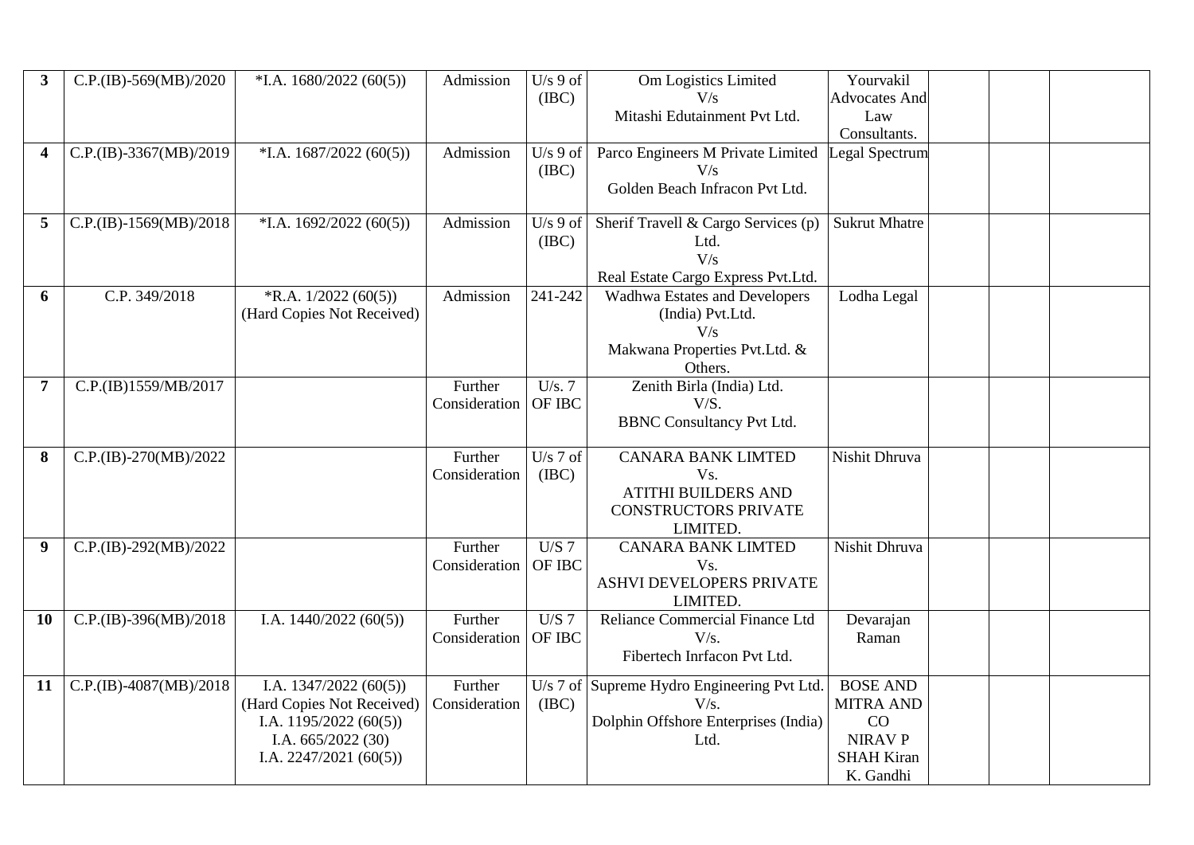| 3 | C.P.(IB)-569(MB)/2020 | *I.A. 1680/2022 (60(5)) | Admission | U/s 9 of (IBC) | Om Logistics Limited V/s Mitashi Edutainment Pvt Ltd. | Yourvakil Advocates And Law Consultants. | | | |
|---|---|---|---|---|---|---|---|---|---|
| 4 | C.P.(IB)-3367(MB)/2019 | *I.A. 1687/2022 (60(5)) | Admission | U/s 9 of (IBC) | Parco Engineers M Private Limited V/s Golden Beach Infracon Pvt Ltd. | Legal Spectrum | | | |
| 5 | C.P.(IB)-1569(MB)/2018 | *I.A. 1692/2022 (60(5)) | Admission | U/s 9 of (IBC) | Sherif Travell & Cargo Services (p) Ltd. V/s Real Estate Cargo Express Pvt.Ltd. | Sukrut Mhatre | | | |
| 6 | C.P. 349/2018 | *R.A. 1/2022 (60(5)) (Hard Copies Not Received) | Admission | 241-242 | Wadhwa Estates and Developers (India) Pvt.Ltd. V/s Makwana Properties Pvt.Ltd. & Others. | Lodha Legal | | | |
| 7 | C.P.(IB)1559/MB/2017 | | Further Consideration | U/s. 7 OF IBC | Zenith Birla (India) Ltd. V/S. BBNC Consultancy Pvt Ltd. | | | | |
| 8 | C.P.(IB)-270(MB)/2022 | | Further Consideration | U/s 7 of (IBC) | CANARA BANK LIMTED Vs. ATITHI BUILDERS AND CONSTRUCTORS PRIVATE LIMITED. | Nishit Dhruva | | | |
| 9 | C.P.(IB)-292(MB)/2022 | | Further Consideration | U/S 7 OF IBC | CANARA BANK LIMTED Vs. ASHVI DEVELOPERS PRIVATE LIMITED. | Nishit Dhruva | | | |
| 10 | C.P.(IB)-396(MB)/2018 | I.A. 1440/2022 (60(5)) | Further Consideration | U/S 7 OF IBC | Reliance Commercial Finance Ltd V/s. Fibertech Inrfacon Pvt Ltd. | Devarajan Raman | | | |
| 11 | C.P.(IB)-4087(MB)/2018 | I.A. 1347/2022 (60(5)) (Hard Copies Not Received) I.A. 1195/2022 (60(5)) I.A. 665/2022 (30) I.A. 2247/2021 (60(5)) | Further Consideration | U/s 7 of (IBC) | Supreme Hydro Engineering Pvt Ltd. V/s. Dolphin Offshore Enterprises (India) Ltd. | BOSE AND MITRA AND CO NIRAV P SHAH Kiran K. Gandhi | | | |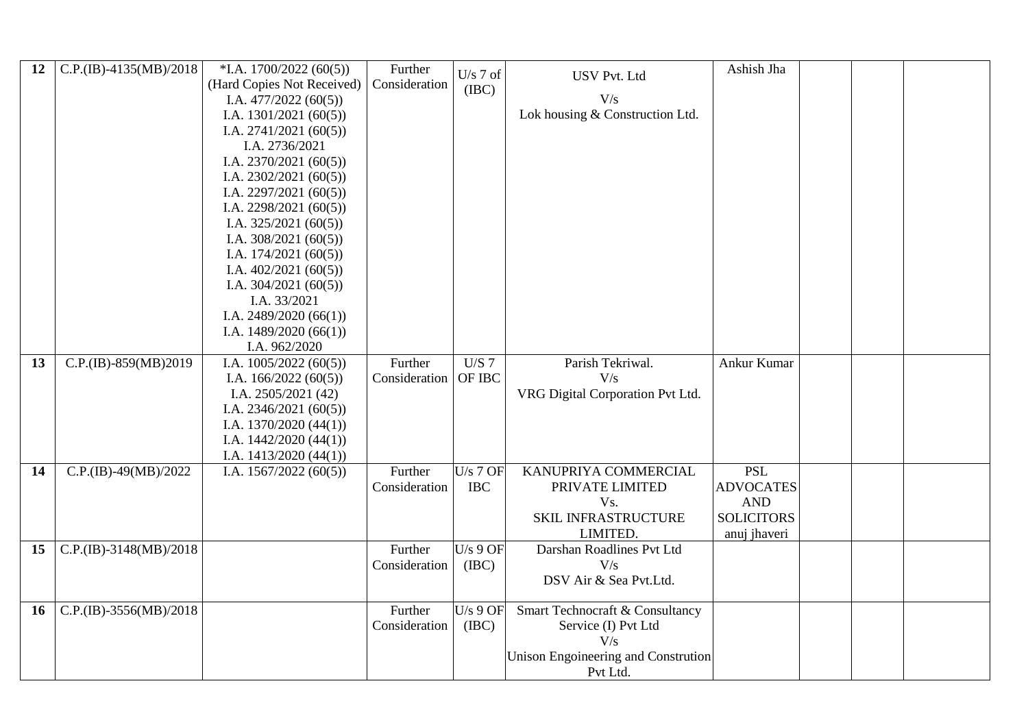| | | | | | | | | | |
|---|---|---|---|---|---|---|---|---|---|
| **12** | C.P.(IB)-4135(MB)/2018 | *I.A. 1700/2022 (60(5)) (Hard Copies Not Received) I.A. 477/2022 (60(5)) I.A. 1301/2021 (60(5)) I.A. 2741/2021 (60(5)) I.A. 2736/2021 I.A. 2370/2021 (60(5)) I.A. 2302/2021 (60(5)) I.A. 2297/2021 (60(5)) I.A. 2298/2021 (60(5)) I.A. 325/2021 (60(5)) I.A. 308/2021 (60(5)) I.A. 174/2021 (60(5)) I.A. 402/2021 (60(5)) I.A. 304/2021 (60(5)) I.A. 33/2021 I.A. 2489/2020 (66(1)) I.A. 1489/2020 (66(1)) I.A. 962/2020 | Further Consideration | U/s 7 of (IBC) | USV Pvt. Ltd V/s Lok housing & Construction Ltd. | Ashish Jha | | | |
| **13** | C.P.(IB)-859(MB)2019 | I.A. 1005/2022 (60(5)) I.A. 166/2022 (60(5)) I.A. 2505/2021 (42) I.A. 2346/2021 (60(5)) I.A. 1370/2020 (44(1)) I.A. 1442/2020 (44(1)) I.A. 1413/2020 (44(1)) | Further Consideration | U/S 7 OF IBC | Parish Tekriwal. V/s VRG Digital Corporation Pvt Ltd. | Ankur Kumar | | | |
| **14** | C.P.(IB)-49(MB)/2022 | I.A. 1567/2022 (60(5)) | Further Consideration | U/s 7 OF IBC | KANUPRIYA COMMERCIAL PRIVATE LIMITED Vs. SKIL INFRASTRUCTURE LIMITED. | PSL ADVOCATES AND SOLICITORS anuj jhaveri | | | |
| **15** | C.P.(IB)-3148(MB)/2018 | | Further Consideration | U/s 9 OF (IBC) | Darshan Roadlines Pvt Ltd V/s DSV Air & Sea Pvt.Ltd. | | | | |
| **16** | C.P.(IB)-3556(MB)/2018 | | Further Consideration | U/s 9 OF (IBC) | Smart Technocraft & Consultancy Service (I) Pvt Ltd V/s Unison Engoineering and Constrution Pvt Ltd. | | | | |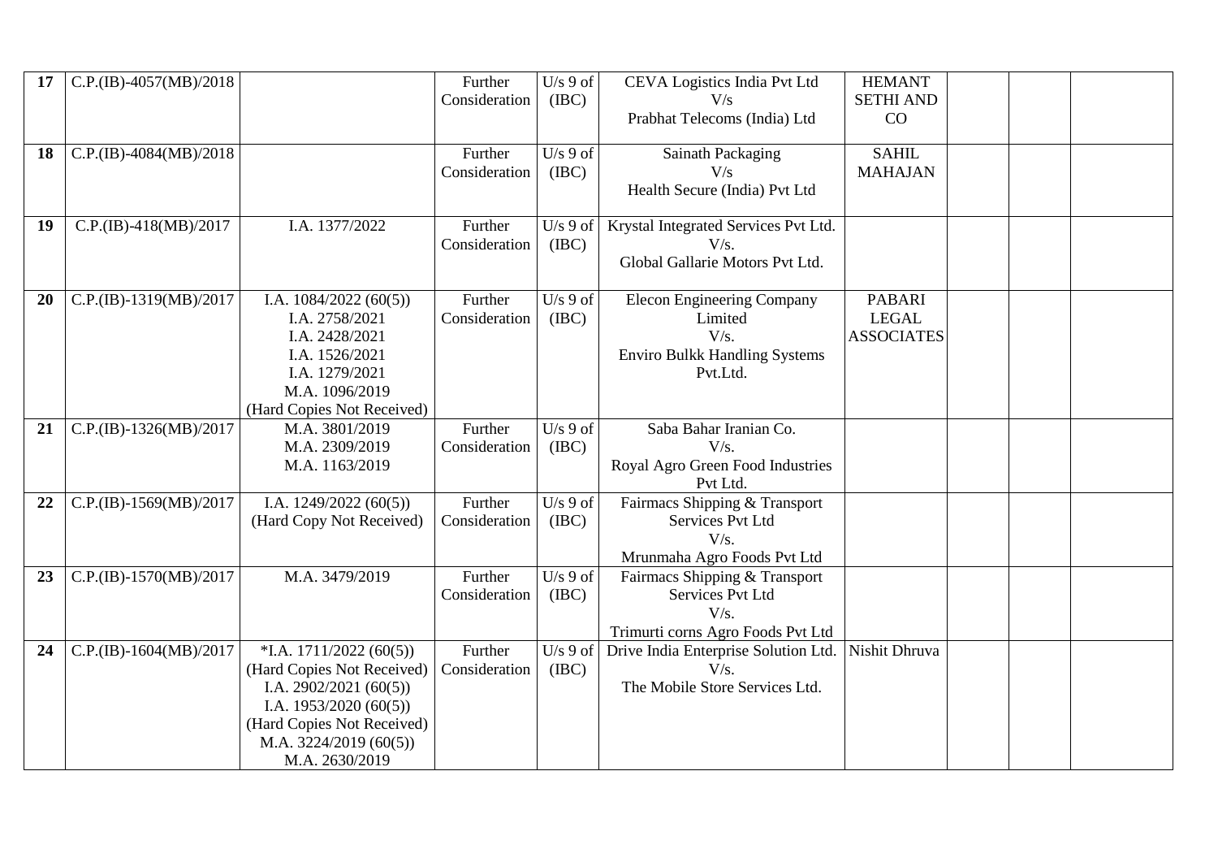| 17 | C.P.(IB)-4057(MB)/2018 | | Further Consideration | U/s 9 of (IBC) | CEVA Logistics India Pvt Ltd V/s Prabhat Telecoms (India) Ltd | HEMANT SETHI AND CO | | | |
|---|---|---|---|---|---|---|---|---|---|
| 18 | C.P.(IB)-4084(MB)/2018 | | Further Consideration | U/s 9 of (IBC) | Sainath Packaging V/s Health Secure (India) Pvt Ltd | SAHIL MAHAJAN | | | |
| 19 | C.P.(IB)-418(MB)/2017 | I.A. 1377/2022 | Further Consideration | U/s 9 of (IBC) | Krystal Integrated Services Pvt Ltd. V/s. Global Gallarie Motors Pvt Ltd. | | | | |
| 20 | C.P.(IB)-1319(MB)/2017 | I.A. 1084/2022 (60(5)) I.A. 2758/2021 I.A. 2428/2021 I.A. 1526/2021 I.A. 1279/2021 M.A. 1096/2019 (Hard Copies Not Received) | Further Consideration | U/s 9 of (IBC) | Elecon Engineering Company Limited V/s. Enviro Bulkk Handling Systems Pvt.Ltd. | PABARI LEGAL ASSOCIATES | | | |
| 21 | C.P.(IB)-1326(MB)/2017 | M.A. 3801/2019 M.A. 2309/2019 M.A. 1163/2019 | Further Consideration | U/s 9 of (IBC) | Saba Bahar Iranian Co. V/s. Royal Agro Green Food Industries Pvt Ltd. | | | | |
| 22 | C.P.(IB)-1569(MB)/2017 | I.A. 1249/2022 (60(5)) (Hard Copy Not Received) | Further Consideration | U/s 9 of (IBC) | Fairmacs Shipping & Transport Services Pvt Ltd V/s. Mrunmaha Agro Foods Pvt Ltd | | | | |
| 23 | C.P.(IB)-1570(MB)/2017 | M.A. 3479/2019 | Further Consideration | U/s 9 of (IBC) | Fairmacs Shipping & Transport Services Pvt Ltd V/s. Trimurti corns Agro Foods Pvt Ltd | | | | |
| 24 | C.P.(IB)-1604(MB)/2017 | *I.A. 1711/2022 (60(5)) (Hard Copies Not Received) I.A. 2902/2021 (60(5)) I.A. 1953/2020 (60(5)) (Hard Copies Not Received) M.A. 3224/2019 (60(5)) M.A. 2630/2019 | Further Consideration | U/s 9 of (IBC) | Drive India Enterprise Solution Ltd. V/s. The Mobile Store Services Ltd. | Nishit Dhruva | | | |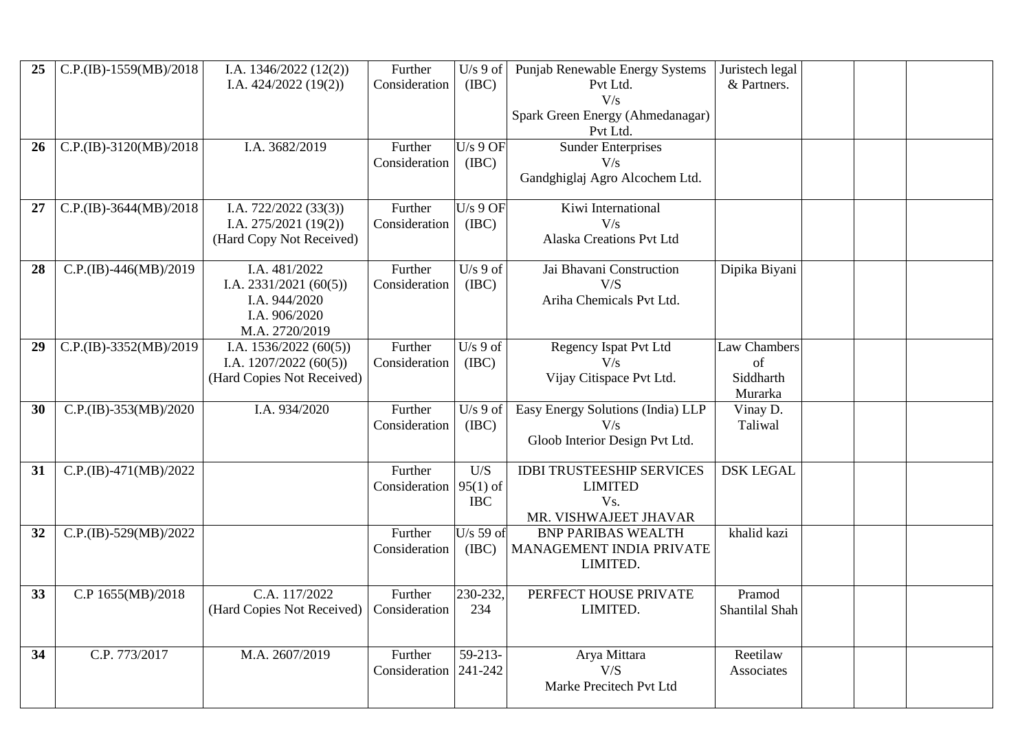| 25 | C.P.(IB)-1559(MB)/2018 | I.A. 1346/2022 (12(2))<br>I.A. 424/2022 (19(2)) | Further Consideration | U/s 9 of (IBC) | Punjab Renewable Energy Systems Pvt Ltd.<br>V/s<br>Spark Green Energy (Ahmedanagar) Pvt Ltd. | Juristech legal & Partners. | | | |
|---|---|---|---|---|---|---|---|---|---|
| 26 | C.P.(IB)-3120(MB)/2018 | I.A. 3682/2019 | Further Consideration | U/s 9 OF (IBC) | Sunder Enterprises<br>V/s<br>Gandghiglaj Agro Alcochem Ltd. | | | | |
| 27 | C.P.(IB)-3644(MB)/2018 | I.A. 722/2022 (33(3))<br>I.A. 275/2021 (19(2))<br>(Hard Copy Not Received) | Further Consideration | U/s 9 OF (IBC) | Kiwi International<br>V/s<br>Alaska Creations Pvt Ltd | | | | |
| 28 | C.P.(IB)-446(MB)/2019 | I.A. 481/2022<br>I.A. 2331/2021 (60(5))<br>I.A. 944/2020<br>I.A. 906/2020<br>M.A. 2720/2019 | Further Consideration | U/s 9 of (IBC) | Jai Bhavani Construction<br>V/S<br>Ariha Chemicals Pvt Ltd. | Dipika Biyani | | | |
| 29 | C.P.(IB)-3352(MB)/2019 | I.A. 1536/2022 (60(5))<br>I.A. 1207/2022 (60(5))<br>(Hard Copies Not Received) | Further Consideration | U/s 9 of (IBC) | Regency Ispat Pvt Ltd<br>V/s<br>Vijay Citispace Pvt Ltd. | Law Chambers of Siddharth Murarka | | | |
| 30 | C.P.(IB)-353(MB)/2020 | I.A. 934/2020 | Further Consideration | U/s 9 of (IBC) | Easy Energy Solutions (India) LLP<br>V/s<br>Gloob Interior Design Pvt Ltd. | Vinay D. Taliwal | | | |
| 31 | C.P.(IB)-471(MB)/2022 | | Further Consideration | U/S 95(1) of IBC | IDBI TRUSTEESHIP SERVICES LIMITED<br>Vs.<br>MR. VISHWAJEET JHAVAR | DSK LEGAL | | | |
| 32 | C.P.(IB)-529(MB)/2022 | | Further Consideration | U/s 59 of (IBC) | BNP PARIBAS WEALTH MANAGEMENT INDIA PRIVATE LIMITED. | khalid kazi | | | |
| 33 | C.P 1655(MB)/2018 | C.A. 117/2022<br>(Hard Copies Not Received) | Further Consideration | 230-232, 234 | PERFECT HOUSE PRIVATE LIMITED. | Pramod Shantilal Shah | | | |
| 34 | C.P. 773/2017 | M.A. 2607/2019 | Further Consideration | 59-213-241-242 | Arya Mittara<br>V/S<br>Marke Precitech Pvt Ltd | Reetilaw Associates | | | |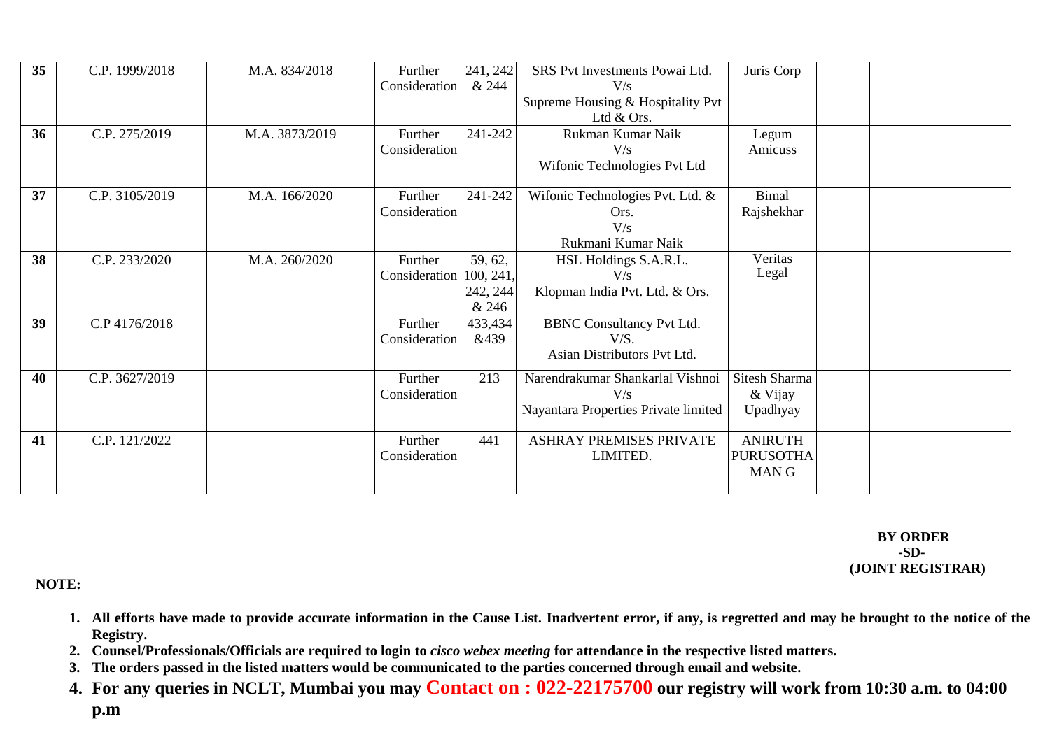| | | | | | | | | | |
|---|---|---|---|---|---|---|---|---|---|
| **35** | C.P. 1999/2018 | M.A. 834/2018 | Further Consideration | 241, 242 & 244 | SRS Pvt Investments Powai Ltd. V/s Supreme Housing & Hospitality Pvt Ltd & Ors. | Juris Corp | | | |
| **36** | C.P. 275/2019 | M.A. 3873/2019 | Further Consideration | 241-242 | Rukman Kumar Naik V/s Wifonic Technologies Pvt Ltd | Legum Amicuss | | | |
| **37** | C.P. 3105/2019 | M.A. 166/2020 | Further Consideration | 241-242 | Wifonic Technologies Pvt. Ltd. & Ors. V/s Rukmani Kumar Naik | Bimal Rajshekhar | | | |
| **38** | C.P. 233/2020 | M.A. 260/2020 | Further Consideration | 59, 62, 100, 241, 242, 244 & 246 | HSL Holdings S.A.R.L. V/s Klopman India Pvt. Ltd. & Ors. | Veritas Legal | | | |
| **39** | C.P 4176/2018 | | Further Consideration | 433,434 &439 | BBNC Consultancy Pvt Ltd. V/S. Asian Distributors Pvt Ltd. | | | | |
| **40** | C.P. 3627/2019 | | Further Consideration | 213 | Narendrakumar Shankarlal Vishnoi V/s Nayantara Properties Private limited | Sitesh Sharma & Vijay Upadhyay | | | |
| **41** | C.P. 121/2022 | | Further Consideration | 441 | ASHRAY PREMISES PRIVATE LIMITED. | ANIRUTH PURUSOTHAMAN G | | | |

**BY ORDER**
**-SD-**
**(JOINT REGISTRAR)**

**NOTE:**

1. **All efforts have made to provide accurate information in the Cause List. Inadvertent error, if any, is regretted and may be brought to the notice of the Registry.**
2. **Counsel/Professionals/Officials are required to login to *cisco webex meeting* for attendance in the respective listed matters.**
3. **The orders passed in the listed matters would be communicated to the parties concerned through email and website.**
4. **For any queries in NCLT, Mumbai you may Contact on : 022-22175700 our registry will work from 10:30 a.m. to 04:00 p.m**